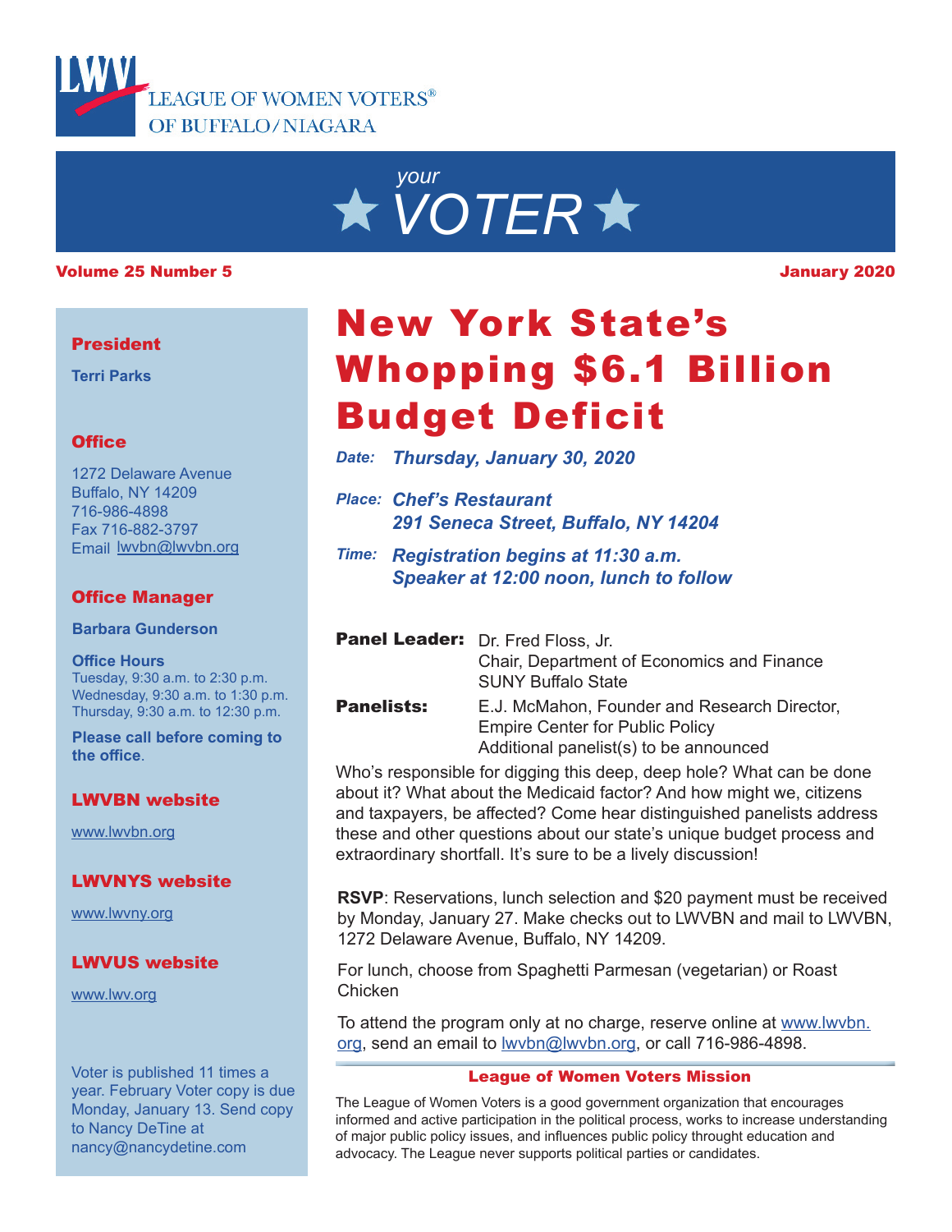LEAGUE OF WOMEN VOTERS®
OF BUFFALO/NIAGARA

# your VOTER

**Volume 25 Number 5** **January 2020**

# New York State's Whopping $6.1 Billion Budget Deficit

*Date:* ***Thursday, January 30, 2020***

*Place:* ***Chef's Restaurant***
***291 Seneca Street, Buffalo, NY 14204***

*Time:* ***Registration begins at 11:30 a.m.***
***Speaker at 12:00 noon, lunch to follow***

**Panel Leader:** Dr. Fred Floss, Jr.
Chair, Department of Economics and Finance
SUNY Buffalo State

**Panelists:** E.J. McMahon, Founder and Research Director,
Empire Center for Public Policy
Additional panelist(s) to be announced

Who's responsible for digging this deep, deep hole? What can be done about it? What about the Medicaid factor? And how might we, citizens and taxpayers, be affected? Come hear distinguished panelists address these and other questions about our state's unique budget process and extraordinary shortfall. It's sure to be a lively discussion!

**RSVP**: Reservations, lunch selection and $20 payment must be received by Monday, January 27. Make checks out to LWVBN and mail to LWVBN, 1272 Delaware Avenue, Buffalo, NY 14209.

For lunch, choose from Spaghetti Parmesan (vegetarian) or Roast Chicken

To attend the program only at no charge, reserve online at www.lwvbn.org, send an email to lwvbn@lwvbn.org, or call 716-986-4898.

### League of Women Voters Mission

The League of Women Voters is a good government organization that encourages informed and active participation in the political process, works to increase understanding of major public policy issues, and influences public policy throught education and advocacy. The League never supports political parties or candidates.

---

**President**

**Terri Parks**

**Office**

1272 Delaware Avenue
Buffalo, NY 14209
716-986-4898
Fax 716-882-3797
Email lwvbn@lwvbn.org

**Office Manager**

**Barbara Gunderson**

**Office Hours**
Tuesday, 9:30 a.m. to 2:30 p.m.
Wednesday, 9:30 a.m. to 1:30 p.m.
Thursday, 9:30 a.m. to 12:30 p.m.

**Please call before coming to the office**.

**LWVBN website**

www.lwvbn.org

**LWVNYS website**

www.lwvny.org

**LWVUS website**

www.lwv.org

Voter is published 11 times a year. February Voter copy is due Monday, January 13. Send copy to Nancy DeTine at nancy@nancydetine.com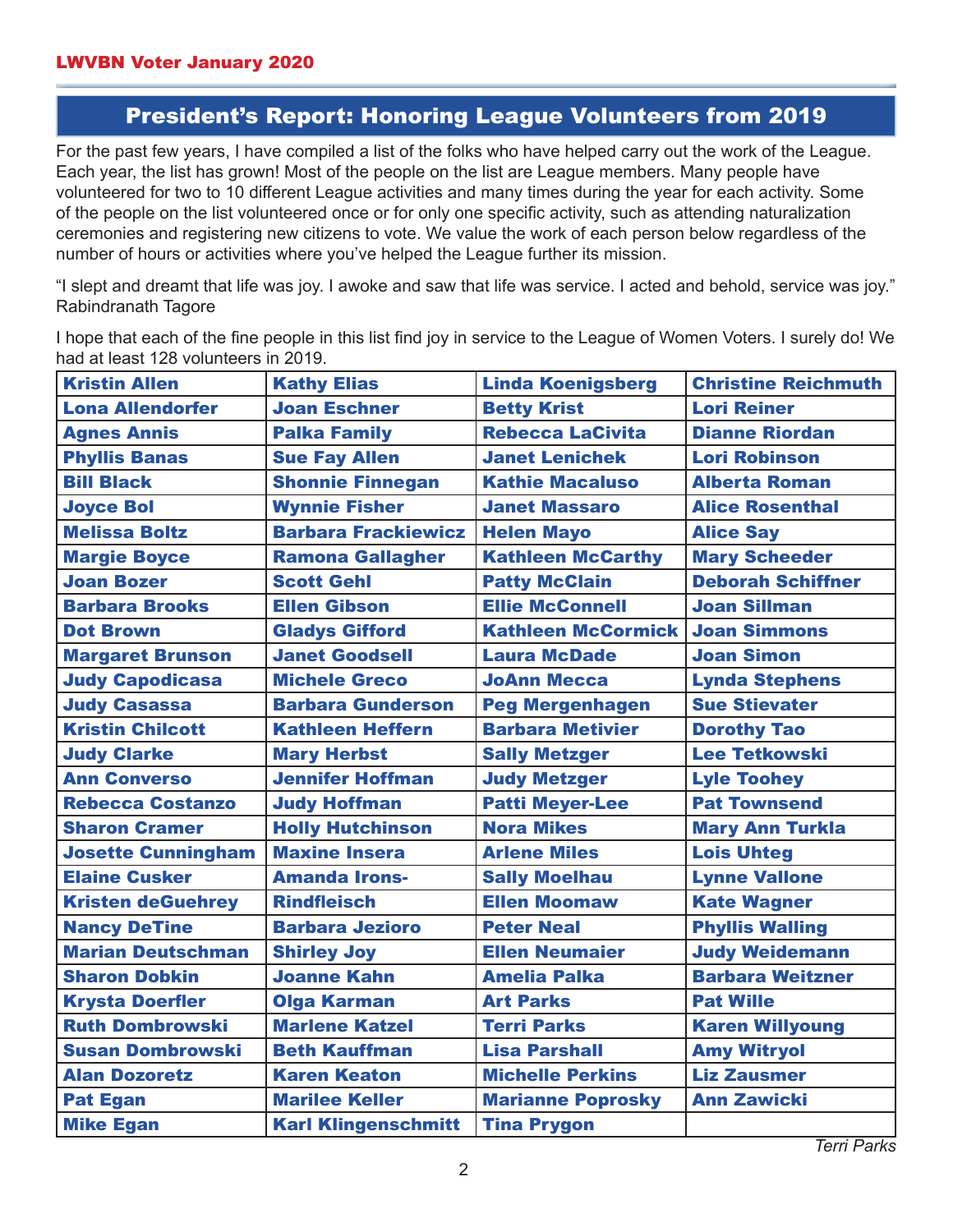## President's Report: Honoring League Volunteers from 2019

For the past few years, I have compiled a list of the folks who have helped carry out the work of the League. Each year, the list has grown! Most of the people on the list are League members. Many people have volunteered for two to 10 different League activities and many times during the year for each activity. Some of the people on the list volunteered once or for only one specific activity, such as attending naturalization ceremonies and registering new citizens to vote. We value the work of each person below regardless of the number of hours or activities where you've helped the League further its mission.

"I slept and dreamt that life was joy. I awoke and saw that life was service. I acted and behold, service was joy." Rabindranath Tagore

I hope that each of the fine people in this list find joy in service to the League of Women Voters. I surely do! We had at least 128 volunteers in 2019.

| | | | |
|---|---|---|---|
| **Kristin Allen** | **Kathy Elias** | **Linda Koenigsberg** | **Christine Reichmuth** |
| **Lona Allendorfer** | **Joan Eschner** | **Betty Krist** | **Lori Reiner** |
| **Agnes Annis** | **Palka Family** | **Rebecca LaCivita** | **Dianne Riordan** |
| **Phyllis Banas** | **Sue Fay Allen** | **Janet Lenichek** | **Lori Robinson** |
| **Bill Black** | **Shonnie Finnegan** | **Kathie Macaluso** | **Alberta Roman** |
| **Joyce Bol** | **Wynnie Fisher** | **Janet Massaro** | **Alice Rosenthal** |
| **Melissa Boltz** | **Barbara Frackiewicz** | **Helen Mayo** | **Alice Say** |
| **Margie Boyce** | **Ramona Gallagher** | **Kathleen McCarthy** | **Mary Scheeder** |
| **Joan Bozer** | **Scott Gehl** | **Patty McClain** | **Deborah Schiffner** |
| **Barbara Brooks** | **Ellen Gibson** | **Ellie McConnell** | **Joan Sillman** |
| **Dot Brown** | **Gladys Gifford** | **Kathleen McCormick** | **Joan Simmons** |
| **Margaret Brunson** | **Janet Goodsell** | **Laura McDade** | **Joan Simon** |
| **Judy Capodicasa** | **Michele Greco** | **JoAnn Mecca** | **Lynda Stephens** |
| **Judy Casassa** | **Barbara Gunderson** | **Peg Mergenhagen** | **Sue Stievater** |
| **Kristin Chilcott** | **Kathleen Heffern** | **Barbara Metivier** | **Dorothy Tao** |
| **Judy Clarke** | **Mary Herbst** | **Sally Metzger** | **Lee Tetkowski** |
| **Ann Converso** | **Jennifer Hoffman** | **Judy Metzger** | **Lyle Toohey** |
| **Rebecca Costanzo** | **Judy Hoffman** | **Patti Meyer-Lee** | **Pat Townsend** |
| **Sharon Cramer** | **Holly Hutchinson** | **Nora Mikes** | **Mary Ann Turkla** |
| **Josette Cunningham** | **Maxine Insera** | **Arlene Miles** | **Lois Uhteg** |
| **Elaine Cusker** | **Amanda Irons-** | **Sally Moelhau** | **Lynne Vallone** |
| **Kristen deGuehrey** | **Rindfleisch** | **Ellen Moomaw** | **Kate Wagner** |
| **Nancy DeTine** | **Barbara Jezioro** | **Peter Neal** | **Phyllis Walling** |
| **Marian Deutschman** | **Shirley Joy** | **Ellen Neumaier** | **Judy Weidemann** |
| **Sharon Dobkin** | **Joanne Kahn** | **Amelia Palka** | **Barbara Weitzner** |
| **Krysta Doerfler** | **Olga Karman** | **Art Parks** | **Pat Wille** |
| **Ruth Dombrowski** | **Marlene Katzel** | **Terri Parks** | **Karen Willyoung** |
| **Susan Dombrowski** | **Beth Kauffman** | **Lisa Parshall** | **Amy Witryol** |
| **Alan Dozoretz** | **Karen Keaton** | **Michelle Perkins** | **Liz Zausmer** |
| **Pat Egan** | **Marilee Keller** | **Marianne Poprosky** | **Ann Zawicki** |
| **Mike Egan** | **Karl Klingenschmitt** | **Tina Prygon** | |

*Terri Parks*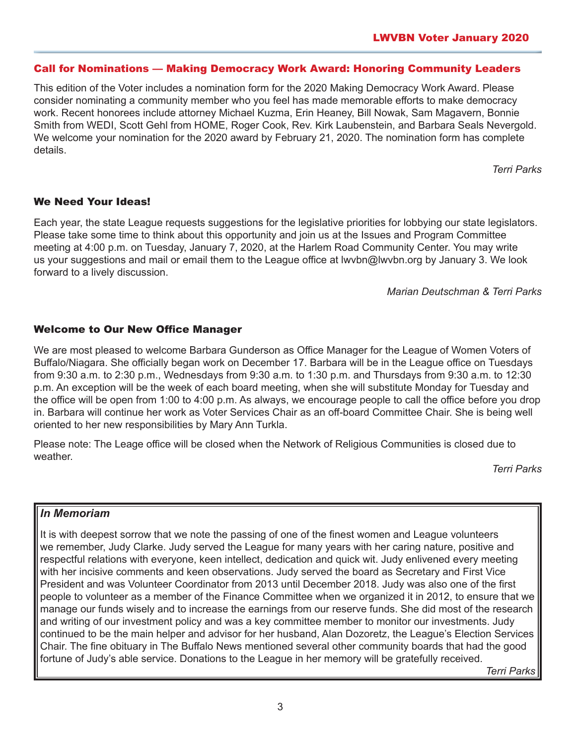## Call for Nominations — Making Democracy Work Award: Honoring Community Leaders

This edition of the Voter includes a nomination form for the 2020 Making Democracy Work Award. Please consider nominating a community member who you feel has made memorable efforts to make democracy work. Recent honorees include attorney Michael Kuzma, Erin Heaney, Bill Nowak, Sam Magavern, Bonnie Smith from WEDI, Scott Gehl from HOME, Roger Cook, Rev. Kirk Laubenstein, and Barbara Seals Nevergold. We welcome your nomination for the 2020 award by February 21, 2020. The nomination form has complete details.

*Terri Parks*

## We Need Your Ideas!

Each year, the state League requests suggestions for the legislative priorities for lobbying our state legislators. Please take some time to think about this opportunity and join us at the Issues and Program Committee meeting at 4:00 p.m. on Tuesday, January 7, 2020, at the Harlem Road Community Center. You may write us your suggestions and mail or email them to the League office at lwvbn@lwvbn.org by January 3. We look forward to a lively discussion.

*Marian Deutschman & Terri Parks*

## Welcome to Our New Office Manager

We are most pleased to welcome Barbara Gunderson as Office Manager for the League of Women Voters of Buffalo/Niagara. She officially began work on December 17. Barbara will be in the League office on Tuesdays from 9:30 a.m. to 2:30 p.m., Wednesdays from 9:30 a.m. to 1:30 p.m. and Thursdays from 9:30 a.m. to 12:30 p.m. An exception will be the week of each board meeting, when she will substitute Monday for Tuesday and the office will be open from 1:00 to 4:00 p.m. As always, we encourage people to call the office before you drop in. Barbara will continue her work as Voter Services Chair as an off-board Committee Chair. She is being well oriented to her new responsibilities by Mary Ann Turkla.

Please note: The Leage office will be closed when the Network of Religious Communities is closed due to weather.

*Terri Parks*

### *In Memoriam*

It is with deepest sorrow that we note the passing of one of the finest women and League volunteers we remember, Judy Clarke. Judy served the League for many years with her caring nature, positive and respectful relations with everyone, keen intellect, dedication and quick wit. Judy enlivened every meeting with her incisive comments and keen observations. Judy served the board as Secretary and First Vice President and was Volunteer Coordinator from 2013 until December 2018. Judy was also one of the first people to volunteer as a member of the Finance Committee when we organized it in 2012, to ensure that we manage our funds wisely and to increase the earnings from our reserve funds. She did most of the research and writing of our investment policy and was a key committee member to monitor our investments. Judy continued to be the main helper and advisor for her husband, Alan Dozoretz, the League's Election Services Chair. The fine obituary in The Buffalo News mentioned several other community boards that had the good fortune of Judy's able service. Donations to the League in her memory will be gratefully received.

*Terri Parks*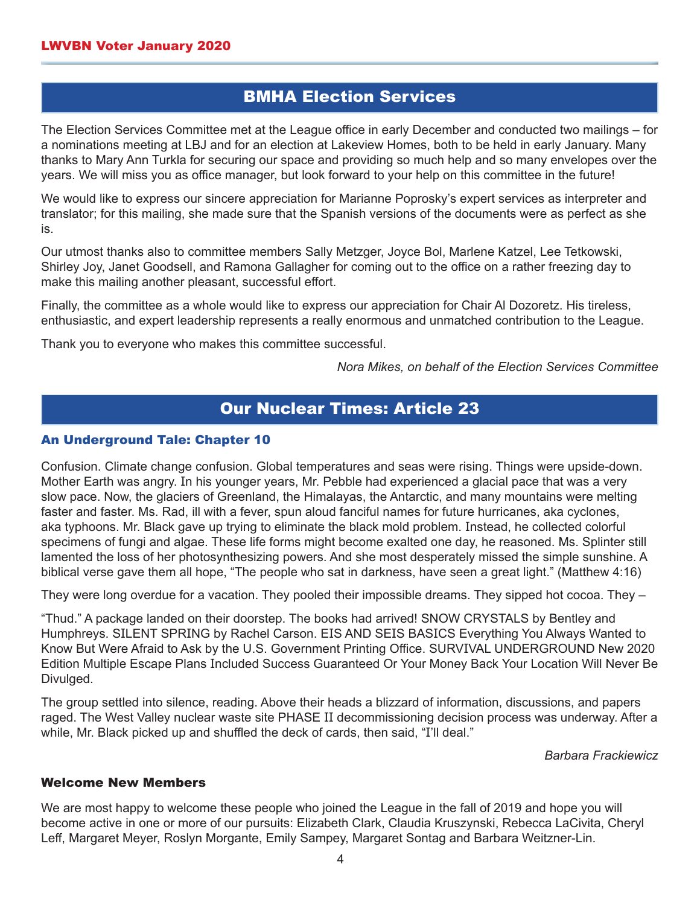## BMHA Election Services

The Election Services Committee met at the League office in early December and conducted two mailings – for a nominations meeting at LBJ and for an election at Lakeview Homes, both to be held in early January. Many thanks to Mary Ann Turkla for securing our space and providing so much help and so many envelopes over the years. We will miss you as office manager, but look forward to your help on this committee in the future!

We would like to express our sincere appreciation for Marianne Poprosky's expert services as interpreter and translator; for this mailing, she made sure that the Spanish versions of the documents were as perfect as she is.

Our utmost thanks also to committee members Sally Metzger, Joyce Bol, Marlene Katzel, Lee Tetkowski, Shirley Joy, Janet Goodsell, and Ramona Gallagher for coming out to the office on a rather freezing day to make this mailing another pleasant, successful effort.

Finally, the committee as a whole would like to express our appreciation for Chair Al Dozoretz. His tireless, enthusiastic, and expert leadership represents a really enormous and unmatched contribution to the League.

Thank you to everyone who makes this committee successful.

*Nora Mikes, on behalf of the Election Services Committee*

## Our Nuclear Times: Article 23

### An Underground Tale: Chapter 10

Confusion. Climate change confusion. Global temperatures and seas were rising. Things were upside-down. Mother Earth was angry. In his younger years, Mr. Pebble had experienced a glacial pace that was a very slow pace. Now, the glaciers of Greenland, the Himalayas, the Antarctic, and many mountains were melting faster and faster. Ms. Rad, ill with a fever, spun aloud fanciful names for future hurricanes, aka cyclones, aka typhoons. Mr. Black gave up trying to eliminate the black mold problem. Instead, he collected colorful specimens of fungi and algae. These life forms might become exalted one day, he reasoned. Ms. Splinter still lamented the loss of her photosynthesizing powers. And she most desperately missed the simple sunshine. A biblical verse gave them all hope, "The people who sat in darkness, have seen a great light." (Matthew 4:16)

They were long overdue for a vacation. They pooled their impossible dreams. They sipped hot cocoa. They –

"Thud." A package landed on their doorstep. The books had arrived! SNOW CRYSTALS by Bentley and Humphreys. SILENT SPRING by Rachel Carson. EIS AND SEIS BASICS Everything You Always Wanted to Know But Were Afraid to Ask by the U.S. Government Printing Office. SURVIVAL UNDERGROUND New 2020 Edition Multiple Escape Plans Included Success Guaranteed Or Your Money Back Your Location Will Never Be Divulged.

The group settled into silence, reading. Above their heads a blizzard of information, discussions, and papers raged. The West Valley nuclear waste site PHASE II decommissioning decision process was underway. After a while, Mr. Black picked up and shuffled the deck of cards, then said, "I'll deal."

*Barbara Frackiewicz*

### Welcome New Members

We are most happy to welcome these people who joined the League in the fall of 2019 and hope you will become active in one or more of our pursuits: Elizabeth Clark, Claudia Kruszynski, Rebecca LaCivita, Cheryl Leff, Margaret Meyer, Roslyn Morgante, Emily Sampey, Margaret Sontag and Barbara Weitzner-Lin.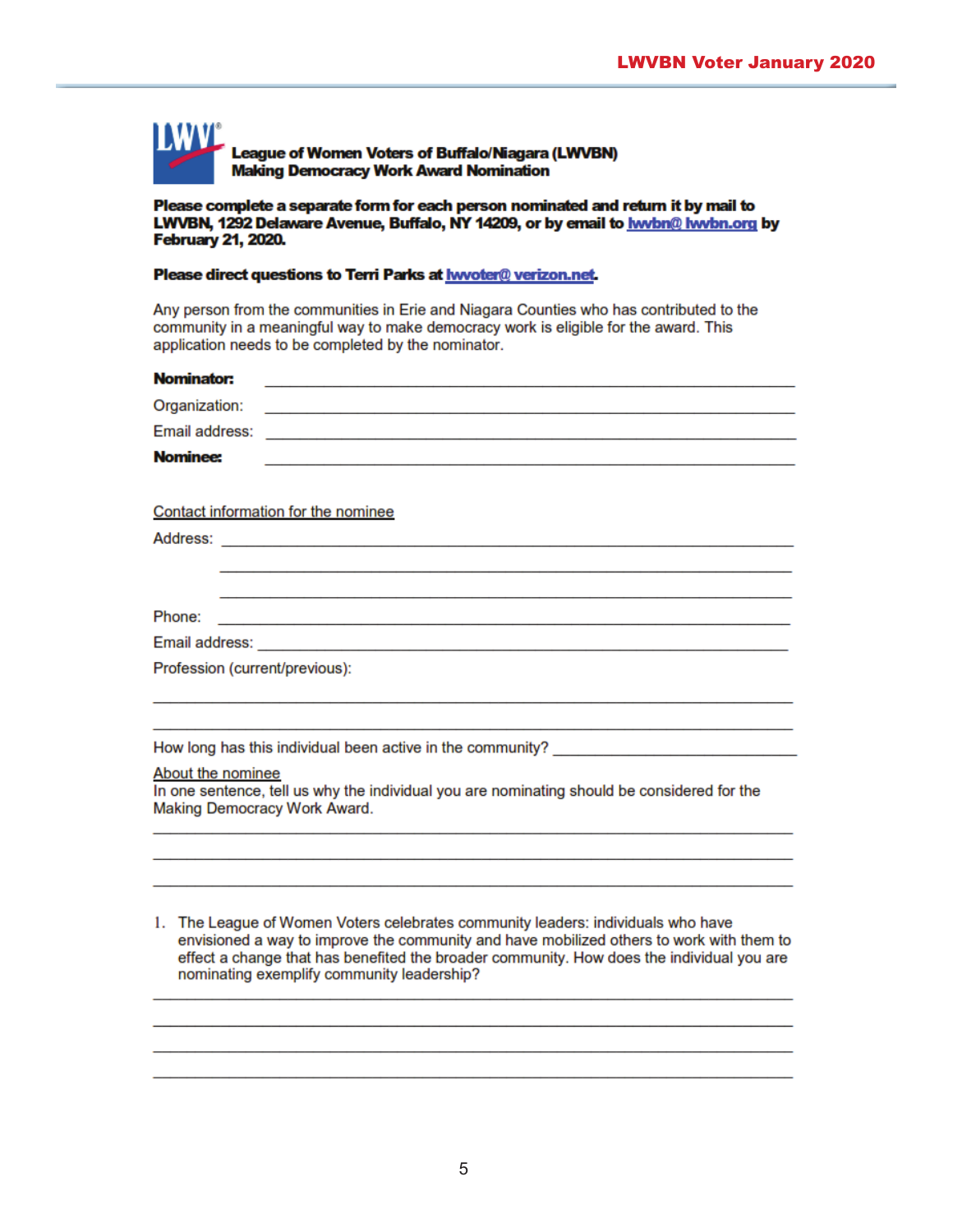**League of Women Voters of Buffalo/Niagara (LWVBN)**
**Making Democracy Work Award Nomination**

**Please complete a separate form for each person nominated and return it by mail to LWVBN, 1292 Delaware Avenue, Buffalo, NY 14209, or by email to lwvbn@lwvbn.org by February 21, 2020.**

**Please direct questions to Terri Parks at lwvoter@verizon.net.**

Any person from the communities in Erie and Niagara Counties who has contributed to the community in a meaningful way to make democracy work is eligible for the award. This application needs to be completed by the nominator.

**Nominator:** ______________________________________________

Organization: ______________________________________________

Email address: ______________________________________________

**Nominee:** ______________________________________________

Contact information for the nominee

Address: ______________________________________________

______________________________________________

______________________________________________

Phone: ______________________________________________

Email address: ______________________________________________

Profession (current/previous):

______________________________________________

______________________________________________

How long has this individual been active in the community? ____________________

About the nominee

In one sentence, tell us why the individual you are nominating should be considered for the Making Democracy Work Award.

______________________________________________

______________________________________________

______________________________________________

1. The League of Women Voters celebrates community leaders: individuals who have envisioned a way to improve the community and have mobilized others to work with them to effect a change that has benefited the broader community. How does the individual you are nominating exemplify community leadership?

______________________________________________

______________________________________________

______________________________________________

______________________________________________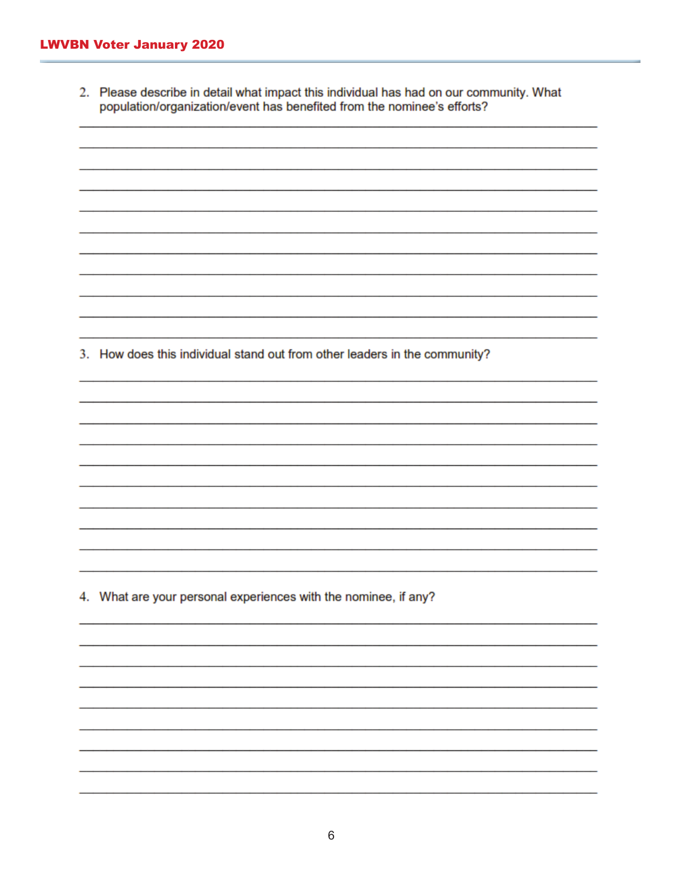2. Please describe in detail what impact this individual has had on our community. What population/organization/event has benefited from the nominee's efforts?

___________________________________________________________________________

___________________________________________________________________________

___________________________________________________________________________

___________________________________________________________________________

___________________________________________________________________________

___________________________________________________________________________

___________________________________________________________________________

___________________________________________________________________________

___________________________________________________________________________

___________________________________________________________________________

___________________________________________________________________________

3. How does this individual stand out from other leaders in the community?

___________________________________________________________________________

___________________________________________________________________________

___________________________________________________________________________

___________________________________________________________________________

___________________________________________________________________________

___________________________________________________________________________

___________________________________________________________________________

___________________________________________________________________________

___________________________________________________________________________

___________________________________________________________________________

4. What are your personal experiences with the nominee, if any?

___________________________________________________________________________

___________________________________________________________________________

___________________________________________________________________________

___________________________________________________________________________

___________________________________________________________________________

___________________________________________________________________________

___________________________________________________________________________

___________________________________________________________________________

___________________________________________________________________________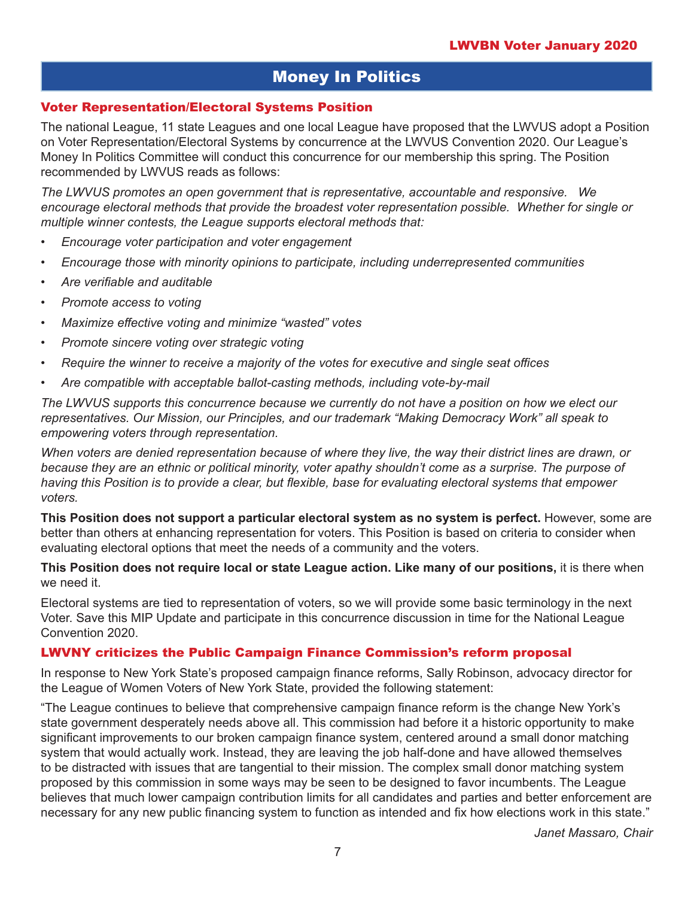# Money In Politics

## Voter Representation/Electoral Systems Position

The national League, 11 state Leagues and one local League have proposed that the LWVUS adopt a Position on Voter Representation/Electoral Systems by concurrence at the LWVUS Convention 2020. Our League's Money In Politics Committee will conduct this concurrence for our membership this spring. The Position recommended by LWVUS reads as follows:

*The LWVUS promotes an open government that is representative, accountable and responsive. We encourage electoral methods that provide the broadest voter representation possible. Whether for single or multiple winner contests, the League supports electoral methods that:*

- *Encourage voter participation and voter engagement*
- *Encourage those with minority opinions to participate, including underrepresented communities*
- *Are verifiable and auditable*
- *Promote access to voting*
- *Maximize effective voting and minimize "wasted" votes*
- *Promote sincere voting over strategic voting*
- *Require the winner to receive a majority of the votes for executive and single seat offices*
- *Are compatible with acceptable ballot-casting methods, including vote-by-mail*

*The LWVUS supports this concurrence because we currently do not have a position on how we elect our representatives. Our Mission, our Principles, and our trademark "Making Democracy Work" all speak to empowering voters through representation.*

*When voters are denied representation because of where they live, the way their district lines are drawn, or because they are an ethnic or political minority, voter apathy shouldn't come as a surprise. The purpose of having this Position is to provide a clear, but flexible, base for evaluating electoral systems that empower voters.*

**This Position does not support a particular electoral system as no system is perfect.** However, some are better than others at enhancing representation for voters. This Position is based on criteria to consider when evaluating electoral options that meet the needs of a community and the voters.

**This Position does not require local or state League action. Like many of our positions,** it is there when we need it.

Electoral systems are tied to representation of voters, so we will provide some basic terminology in the next Voter. Save this MIP Update and participate in this concurrence discussion in time for the National League Convention 2020.

## LWVNY criticizes the Public Campaign Finance Commission's reform proposal

In response to New York State's proposed campaign finance reforms, Sally Robinson, advocacy director for the League of Women Voters of New York State, provided the following statement:

"The League continues to believe that comprehensive campaign finance reform is the change New York's state government desperately needs above all. This commission had before it a historic opportunity to make significant improvements to our broken campaign finance system, centered around a small donor matching system that would actually work. Instead, they are leaving the job half-done and have allowed themselves to be distracted with issues that are tangential to their mission. The complex small donor matching system proposed by this commission in some ways may be seen to be designed to favor incumbents. The League believes that much lower campaign contribution limits for all candidates and parties and better enforcement are necessary for any new public financing system to function as intended and fix how elections work in this state."

*Janet Massaro, Chair*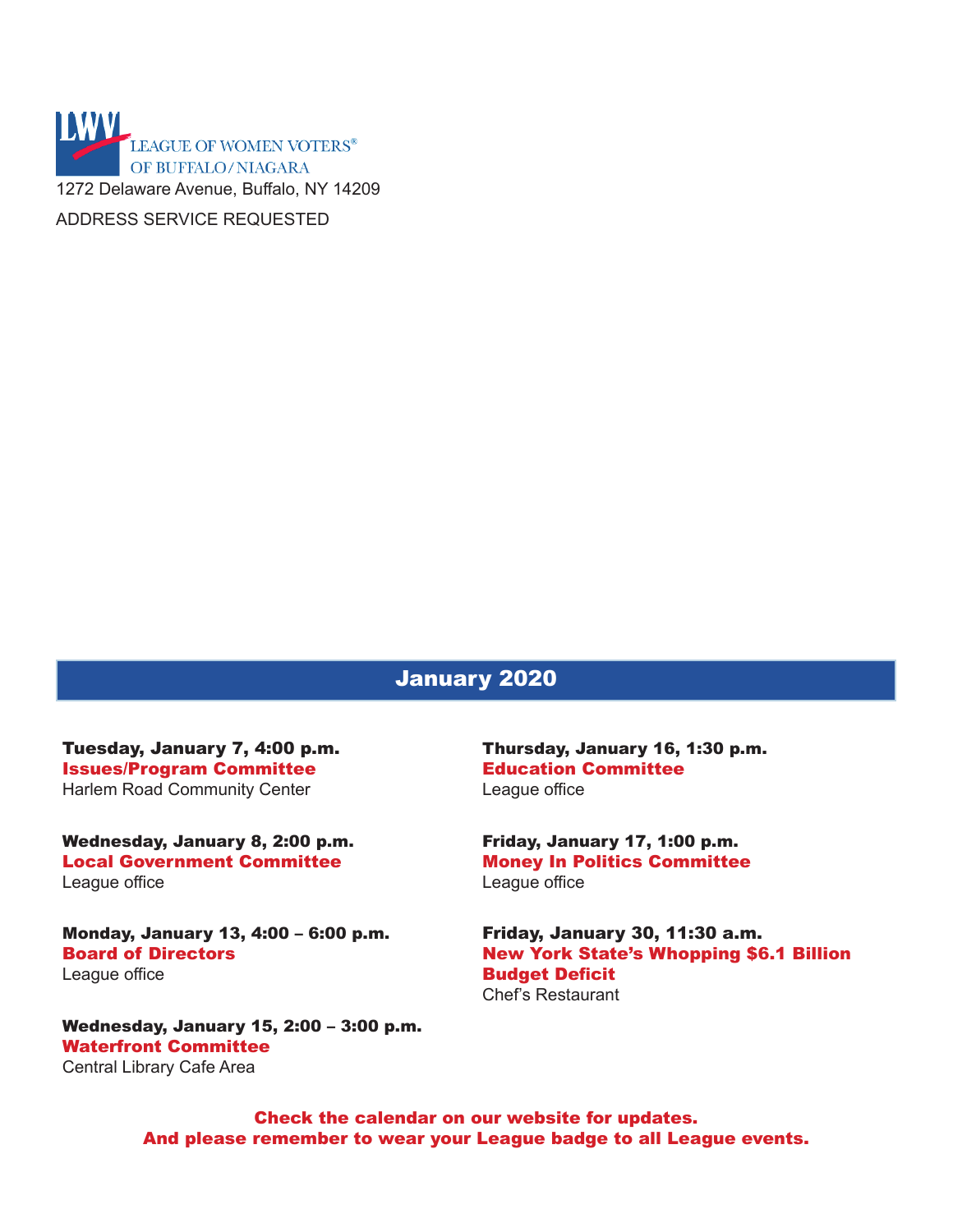LWV LEAGUE OF WOMEN VOTERS®
OF BUFFALO / NIAGARA

1272 Delaware Avenue, Buffalo, NY 14209

ADDRESS SERVICE REQUESTED

## January 2020

**Tuesday, January 7, 4:00 p.m.**
**Issues/Program Committee**
Harlem Road Community Center

**Wednesday, January 8, 2:00 p.m.**
**Local Government Committee**
League office

**Monday, January 13, 4:00 – 6:00 p.m.**
**Board of Directors**
League office

**Wednesday, January 15, 2:00 – 3:00 p.m.**
**Waterfront Committee**
Central Library Cafe Area

**Thursday, January 16, 1:30 p.m.**
**Education Committee**
League office

**Friday, January 17, 1:00 p.m.**
**Money In Politics Committee**
League office

**Friday, January 30, 11:30 a.m.**
**New York State's Whopping $6.1 Billion Budget Deficit**
Chef's Restaurant

**Check the calendar on our website for updates.**
**And please remember to wear your League badge to all League events.**